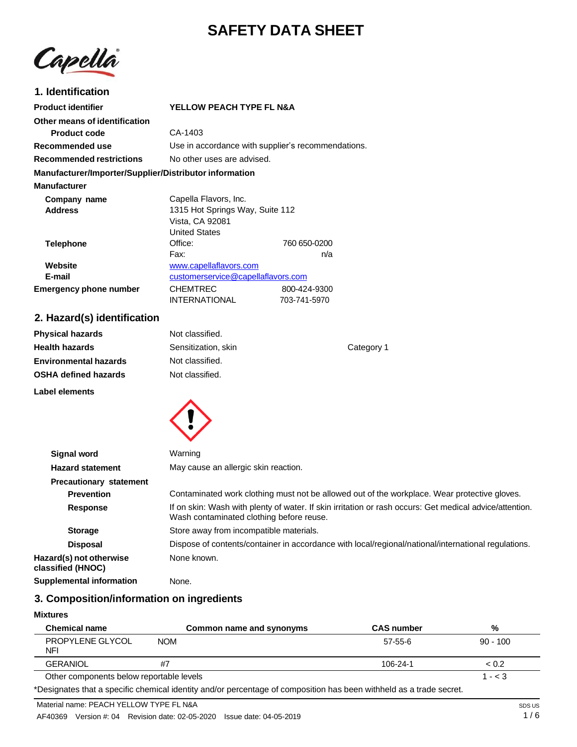# SAFETY DATA SHEET

Capella

## 1. Identification

**Product identifier** YELLOW PEACH TYPE FL N&A

**Other means of identification**

**Product code** CA-1403

**Recommended use** Use in accordance with supplier's recommendations.

**Recommended restrictions** No other uses are advised.

**Manufacturer/Importer/Supplier/Distributor information**

**Manufacturer**

**Company name** Capella Flavors, Inc.

**Address** 1315 Hot Springs Way, Suite 112
Vista, CA 92081
United States

**Telephone** Office: 760 650-0200
Fax: n/a

**Website** www.capellaflavors.com

**E-mail** customerservice@capellaflavors.com

**Emergency phone number** CHEMTREC 800-424-9300
INTERNATIONAL 703-741-5970

## 2. Hazard(s) identification

**Physical hazards** Not classified.

**Health hazards** Sensitization, skin Category 1

**Environmental hazards** Not classified.

**OSHA defined hazards** Not classified.

**Label elements**

**Signal word** Warning

**Hazard statement** May cause an allergic skin reaction.

**Precautionary statement**

**Prevention** Contaminated work clothing must not be allowed out of the workplace. Wear protective gloves.

**Response** If on skin: Wash with plenty of water. If skin irritation or rash occurs: Get medical advice/attention. Wash contaminated clothing before reuse.

**Storage** Store away from incompatible materials.

**Disposal** Dispose of contents/container in accordance with local/regional/national/international regulations.

**Hazard(s) not otherwise classified (HNOC)** None known.

**Supplemental information** None.

## 3. Composition/information on ingredients

**Mixtures**

| Chemical name | Common name and synonyms | CAS number | % |
|---|---|---|---|
| PROPYLENE GLYCOL NFI | NOM | 57-55-6 | 90 - 100 |
| GERANIOL | #7 | 106-24-1 | < 0.2 |
| Other components below reportable levels | | | 1 - < 3 |

*Designates that a specific chemical identity and/or percentage of composition has been withheld as a trade secret.

Material name: PEACH YELLOW TYPE FL N&A

AF40369 Version #: 04 Revision date: 02-05-2020 Issue date: 04-05-2019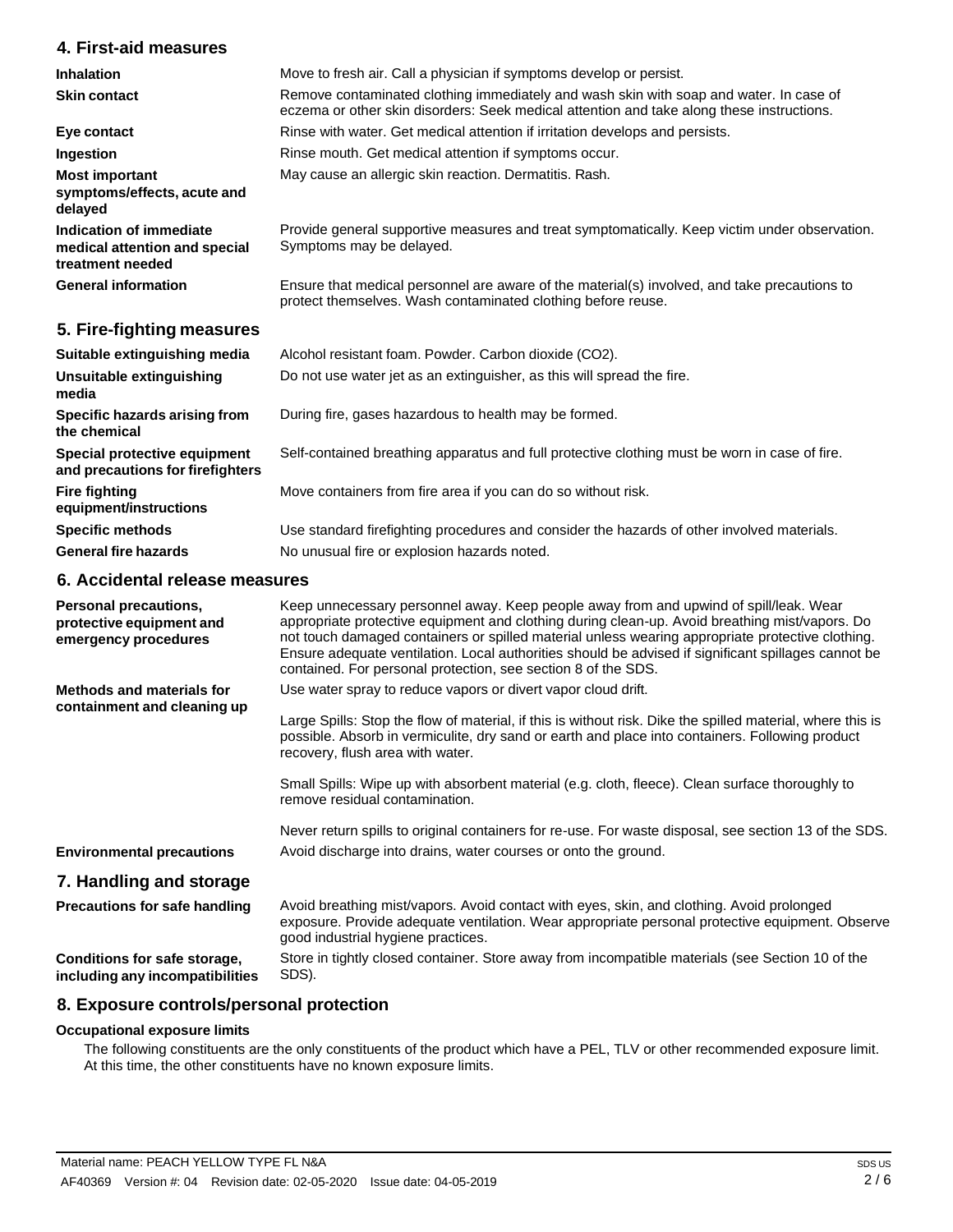## 4. First-aid measures

**Inhalation** Move to fresh air. Call a physician if symptoms develop or persist.

**Skin contact** Remove contaminated clothing immediately and wash skin with soap and water. In case of eczema or other skin disorders: Seek medical attention and take along these instructions.

**Eye contact** Rinse with water. Get medical attention if irritation develops and persists.

**Ingestion** Rinse mouth. Get medical attention if symptoms occur.

**Most important symptoms/effects, acute and delayed** May cause an allergic skin reaction. Dermatitis. Rash.

**Indication of immediate medical attention and special treatment needed** Provide general supportive measures and treat symptomatically. Keep victim under observation. Symptoms may be delayed.

**General information** Ensure that medical personnel are aware of the material(s) involved, and take precautions to protect themselves. Wash contaminated clothing before reuse.

## 5. Fire-fighting measures

**Suitable extinguishing media** Alcohol resistant foam. Powder. Carbon dioxide ($CO_2$).

**Unsuitable extinguishing media** Do not use water jet as an extinguisher, as this will spread the fire.

**Specific hazards arising from the chemical** During fire, gases hazardous to health may be formed.

**Special protective equipment and precautions for firefighters** Self-contained breathing apparatus and full protective clothing must be worn in case of fire.

**Fire fighting equipment/instructions** Move containers from fire area if you can do so without risk.

**Specific methods** Use standard firefighting procedures and consider the hazards of other involved materials.

**General fire hazards** No unusual fire or explosion hazards noted.

## 6. Accidental release measures

**Personal precautions, protective equipment and emergency procedures** Keep unnecessary personnel away. Keep people away from and upwind of spill/leak. Wear appropriate protective equipment and clothing during clean-up. Avoid breathing mist/vapors. Do not touch damaged containers or spilled material unless wearing appropriate protective clothing. Ensure adequate ventilation. Local authorities should be advised if significant spillages cannot be contained. For personal protection, see section 8 of the SDS.

**Methods and materials for containment and cleaning up** Use water spray to reduce vapors or divert vapor cloud drift.

Large Spills: Stop the flow of material, if this is without risk. Dike the spilled material, where this is possible. Absorb in vermiculite, dry sand or earth and place into containers. Following product recovery, flush area with water.

Small Spills: Wipe up with absorbent material (e.g. cloth, fleece). Clean surface thoroughly to remove residual contamination.

Never return spills to original containers for re-use. For waste disposal, see section 13 of the SDS.

**Environmental precautions** Avoid discharge into drains, water courses or onto the ground.

## 7. Handling and storage

**Precautions for safe handling** Avoid breathing mist/vapors. Avoid contact with eyes, skin, and clothing. Avoid prolonged exposure. Provide adequate ventilation. Wear appropriate personal protective equipment. Observe good industrial hygiene practices.

**Conditions for safe storage, including any incompatibilities** Store in tightly closed container. Store away from incompatible materials (see Section 10 of the SDS).

## 8. Exposure controls/personal protection

**Occupational exposure limits**

The following constituents are the only constituents of the product which have a PEL, TLV or other recommended exposure limit. At this time, the other constituents have no known exposure limits.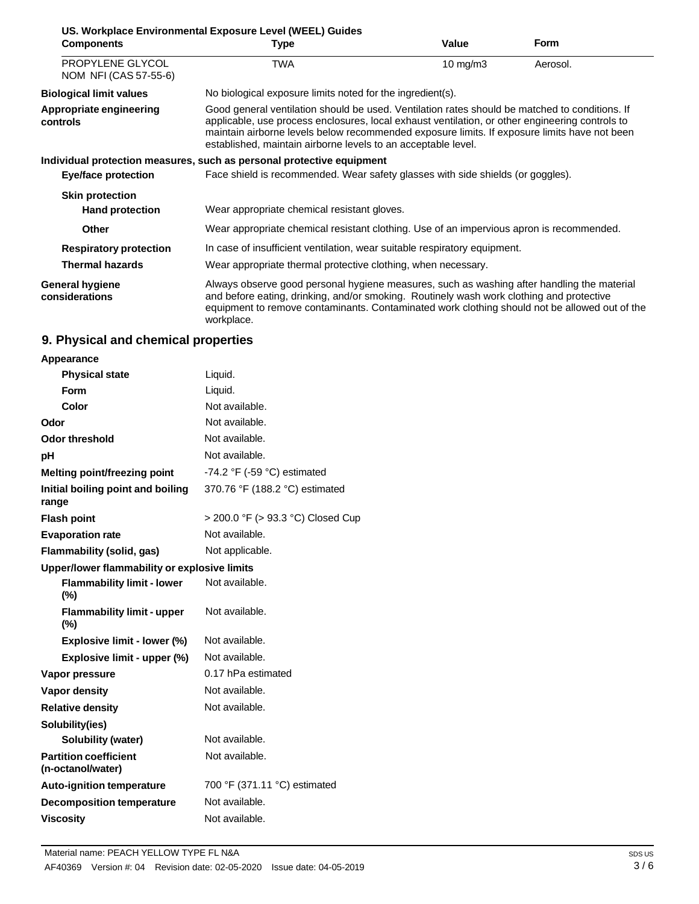**US. Workplace Environmental Exposure Level (WEEL) Guides**

| Components | Type | Value | Form |
|---|---|---|---|
| PROPYLENE GLYCOL NOM NFI (CAS 57-55-6) | TWA | 10 mg/m3 | Aerosol. |

**Biological limit values** No biological exposure limits noted for the ingredient(s).

**Appropriate engineering controls** Good general ventilation should be used. Ventilation rates should be matched to conditions. If applicable, use process enclosures, local exhaust ventilation, or other engineering controls to maintain airborne levels below recommended exposure limits. If exposure limits have not been established, maintain airborne levels to an acceptable level.

**Individual protection measures, such as personal protective equipment**

**Eye/face protection** Face shield is recommended. Wear safety glasses with side shields (or goggles).

**Skin protection**

**Hand protection** Wear appropriate chemical resistant gloves.

**Other** Wear appropriate chemical resistant clothing. Use of an impervious apron is recommended.

**Respiratory protection** In case of insufficient ventilation, wear suitable respiratory equipment.

**Thermal hazards** Wear appropriate thermal protective clothing, when necessary.

**General hygiene considerations** Always observe good personal hygiene measures, such as washing after handling the material and before eating, drinking, and/or smoking. Routinely wash work clothing and protective equipment to remove contaminants. Contaminated work clothing should not be allowed out of the workplace.

## 9. Physical and chemical properties

| Property | Value |
|---|---|
| **Appearance** | |
| **Physical state** | Liquid. |
| **Form** | Liquid. |
| **Color** | Not available. |
| **Odor** | Not available. |
| **Odor threshold** | Not available. |
| **pH** | Not available. |
| **Melting point/freezing point** | -74.2 °F (-59 °C) estimated |
| **Initial boiling point and boiling range** | 370.76 °F (188.2 °C) estimated |
| **Flash point** | > 200.0 °F (> 93.3 °C) Closed Cup |
| **Evaporation rate** | Not available. |
| **Flammability (solid, gas)** | Not applicable. |
| **Upper/lower flammability or explosive limits** | |
| **Flammability limit - lower (%)** | Not available. |
| **Flammability limit - upper (%)** | Not available. |
| **Explosive limit - lower (%)** | Not available. |
| **Explosive limit - upper (%)** | Not available. |
| **Vapor pressure** | 0.17 hPa estimated |
| **Vapor density** | Not available. |
| **Relative density** | Not available. |
| **Solubility(ies)** | |
| **Solubility (water)** | Not available. |
| **Partition coefficient (n-octanol/water)** | Not available. |
| **Auto-ignition temperature** | 700 °F (371.11 °C) estimated |
| **Decomposition temperature** | Not available. |
| **Viscosity** | Not available. |

Material name: PEACH YELLOW TYPE FL N&A
AF40369 Version #: 04 Revision date: 02-05-2020 Issue date: 04-05-2019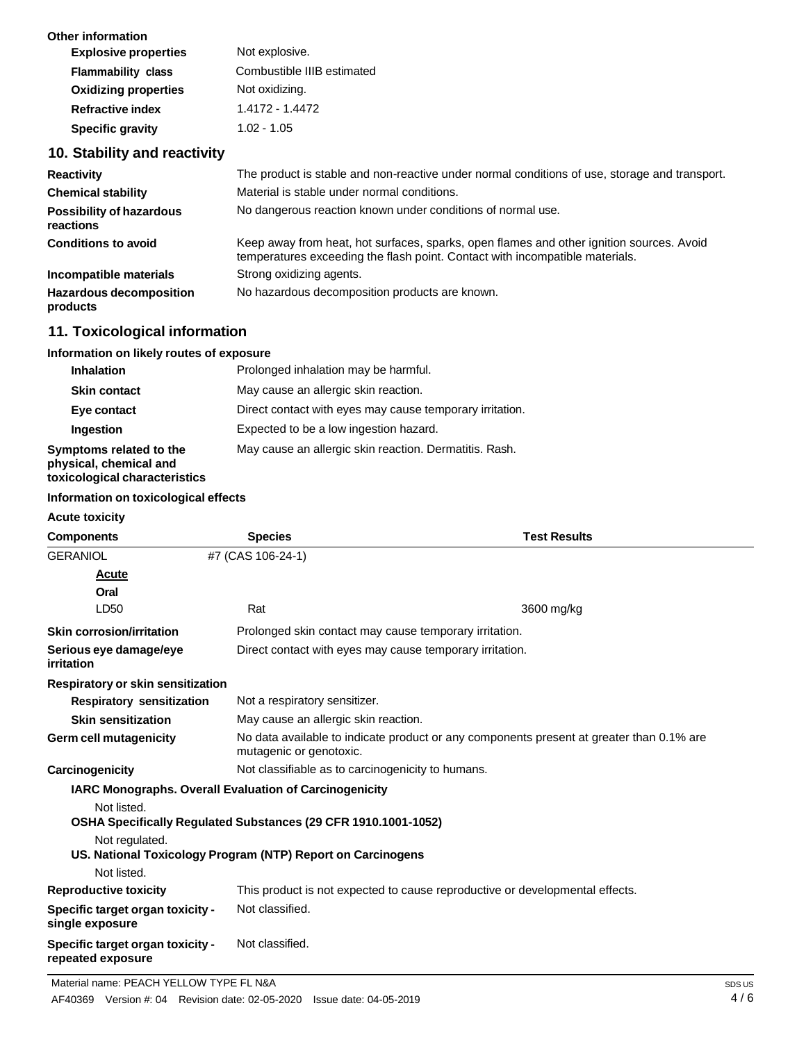**Other information**

| | |
|---|---|
| **Explosive properties** | Not explosive. |
| **Flammability class** | Combustible IIIB estimated |
| **Oxidizing properties** | Not oxidizing. |
| **Refractive index** | 1.4172 - 1.4472 |
| **Specific gravity** | 1.02 - 1.05 |

## 10. Stability and reactivity

| | |
|---|---|
| **Reactivity** | The product is stable and non-reactive under normal conditions of use, storage and transport. |
| **Chemical stability** | Material is stable under normal conditions. |
| **Possibility of hazardous reactions** | No dangerous reaction known under conditions of normal use. |
| **Conditions to avoid** | Keep away from heat, hot surfaces, sparks, open flames and other ignition sources. Avoid temperatures exceeding the flash point. Contact with incompatible materials. |
| **Incompatible materials** | Strong oxidizing agents. |
| **Hazardous decomposition products** | No hazardous decomposition products are known. |

## 11. Toxicological information

**Information on likely routes of exposure**

| | |
|---|---|
| **Inhalation** | Prolonged inhalation may be harmful. |
| **Skin contact** | May cause an allergic skin reaction. |
| **Eye contact** | Direct contact with eyes may cause temporary irritation. |
| **Ingestion** | Expected to be a low ingestion hazard. |
| **Symptoms related to the physical, chemical and toxicological characteristics** | May cause an allergic skin reaction. Dermatitis. Rash. |

**Information on toxicological effects**

**Acute toxicity**

| Components | Species | Test Results |
|---|---|---|
| GERANIOL #7 (CAS 106-24-1) | | |
| **Acute** | | |
| **Oral** | | |
| LD50 | Rat | 3600 mg/kg |

| | |
|---|---|
| **Skin corrosion/irritation** | Prolonged skin contact may cause temporary irritation. |
| **Serious eye damage/eye irritation** | Direct contact with eyes may cause temporary irritation. |

**Respiratory or skin sensitization**

| | |
|---|---|
| **Respiratory sensitization** | Not a respiratory sensitizer. |
| **Skin sensitization** | May cause an allergic skin reaction. |
| **Germ cell mutagenicity** | No data available to indicate product or any components present at greater than 0.1% are mutagenic or genotoxic. |
| **Carcinogenicity** | Not classifiable as to carcinogenicity to humans. |

**IARC Monographs. Overall Evaluation of Carcinogenicity**

Not listed.

**OSHA Specifically Regulated Substances (29 CFR 1910.1001-1052)**

Not regulated.

**US. National Toxicology Program (NTP) Report on Carcinogens**

Not listed.

| | |
|---|---|
| **Reproductive toxicity** | This product is not expected to cause reproductive or developmental effects. |
| **Specific target organ toxicity - single exposure** | Not classified. |
| **Specific target organ toxicity - repeated exposure** | Not classified. |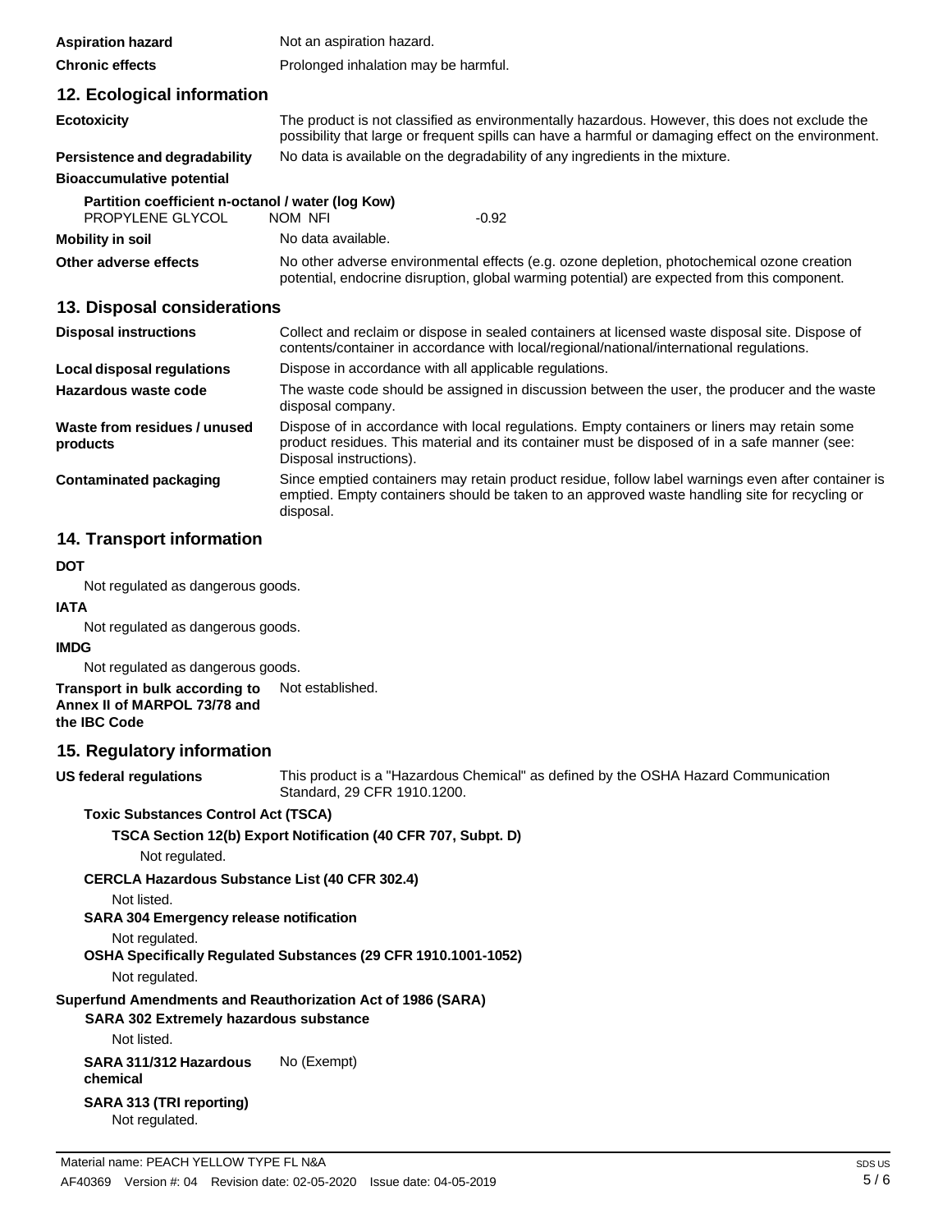| | |
|---|---|
| **Aspiration hazard** | Not an aspiration hazard. |
| **Chronic effects** | Prolonged inhalation may be harmful. |

## 12. Ecological information

| | |
|---|---|
| **Ecotoxicity** | The product is not classified as environmentally hazardous. However, this does not exclude the possibility that large or frequent spills can have a harmful or damaging effect on the environment. |
| **Persistence and degradability** | No data is available on the degradability of any ingredients in the mixture. |
| **Bioaccumulative potential** | |

**Partition coefficient n-octanol / water (log Kow)**

| | | |
|---|---|---|
| PROPYLENE GLYCOL | NOM NFI | -0.92 |

| | |
|---|---|
| **Mobility in soil** | No data available. |
| **Other adverse effects** | No other adverse environmental effects (e.g. ozone depletion, photochemical ozone creation potential, endocrine disruption, global warming potential) are expected from this component. |

## 13. Disposal considerations

| | |
|---|---|
| **Disposal instructions** | Collect and reclaim or dispose in sealed containers at licensed waste disposal site. Dispose of contents/container in accordance with local/regional/national/international regulations. |
| **Local disposal regulations** | Dispose in accordance with all applicable regulations. |
| **Hazardous waste code** | The waste code should be assigned in discussion between the user, the producer and the waste disposal company. |
| **Waste from residues / unused products** | Dispose of in accordance with local regulations. Empty containers or liners may retain some product residues. This material and its container must be disposed of in a safe manner (see: Disposal instructions). |
| **Contaminated packaging** | Since emptied containers may retain product residue, follow label warnings even after container is emptied. Empty containers should be taken to an approved waste handling site for recycling or disposal. |

## 14. Transport information

**DOT**

Not regulated as dangerous goods.

**IATA**

Not regulated as dangerous goods.

**IMDG**

Not regulated as dangerous goods.

**Transport in bulk according to Annex II of MARPOL 73/78 and the IBC Code** Not established.

## 15. Regulatory information

**US federal regulations** This product is a "Hazardous Chemical" as defined by the OSHA Hazard Communication Standard, 29 CFR 1910.1200.

**Toxic Substances Control Act (TSCA)**

**TSCA Section 12(b) Export Notification (40 CFR 707, Subpt. D)**

Not regulated.

**CERCLA Hazardous Substance List (40 CFR 302.4)**

Not listed.

**SARA 304 Emergency release notification**

Not regulated.

**OSHA Specifically Regulated Substances (29 CFR 1910.1001-1052)**

Not regulated.

**Superfund Amendments and Reauthorization Act of 1986 (SARA)**

**SARA 302 Extremely hazardous substance**

Not listed.

**SARA 311/312 Hazardous chemical** No (Exempt)

**SARA 313 (TRI reporting)**

Not regulated.

Material name: PEACH YELLOW TYPE FL N&A

AF40369 Version #: 04 Revision date: 02-05-2020 Issue date: 04-05-2019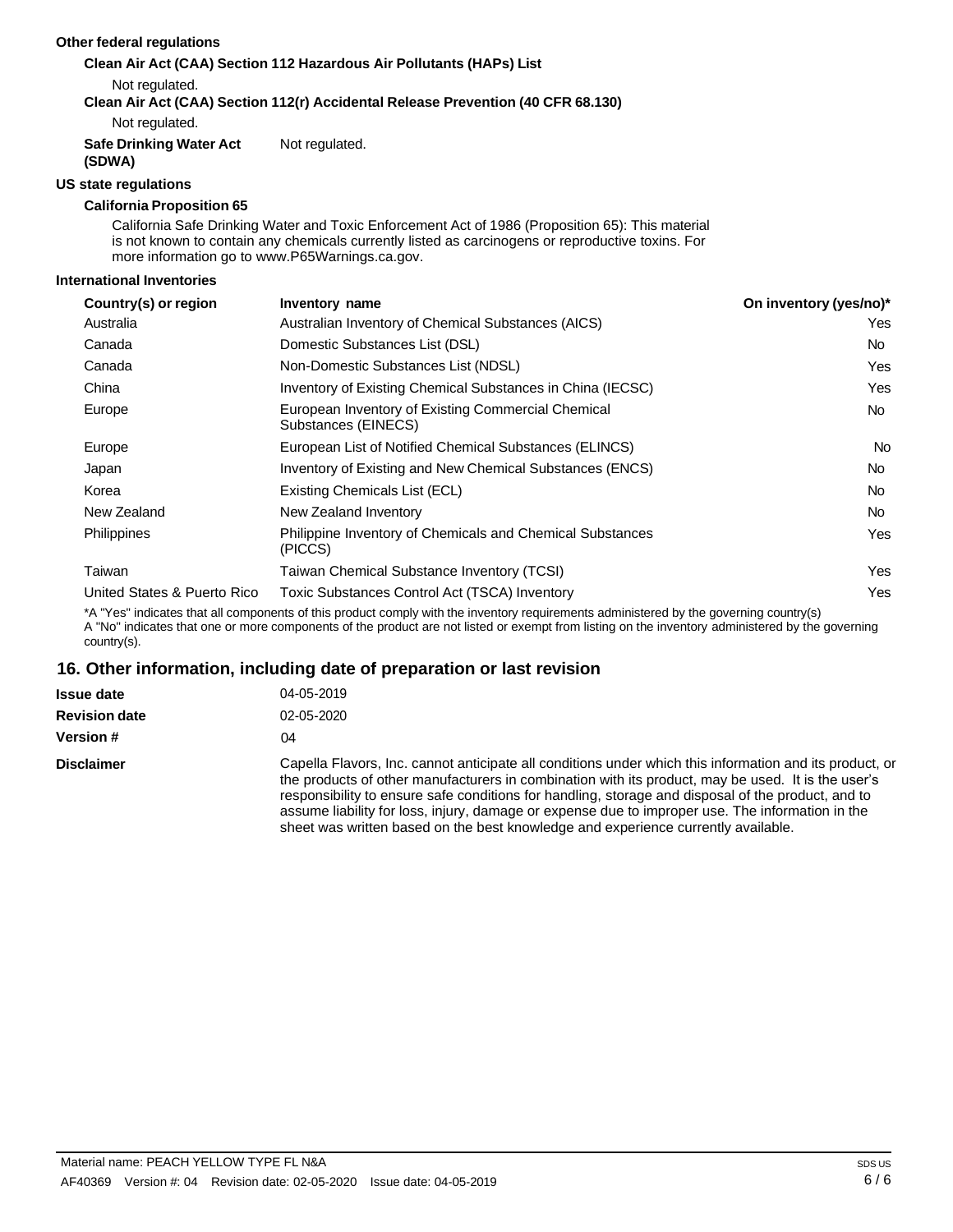**Other federal regulations**

**Clean Air Act (CAA) Section 112 Hazardous Air Pollutants (HAPs) List**

Not regulated.

**Clean Air Act (CAA) Section 112(r) Accidental Release Prevention (40 CFR 68.130)**

Not regulated.

**Safe Drinking Water Act (SDWA)** Not regulated.

**US state regulations**

**California Proposition 65**

California Safe Drinking Water and Toxic Enforcement Act of 1986 (Proposition 65): This material is not known to contain any chemicals currently listed as carcinogens or reproductive toxins. For more information go to www.P65Warnings.ca.gov.

**International Inventories**

| Country(s) or region | Inventory name | On inventory (yes/no)* |
|---|---|---|
| Australia | Australian Inventory of Chemical Substances (AICS) | Yes |
| Canada | Domestic Substances List (DSL) | No |
| Canada | Non-Domestic Substances List (NDSL) | Yes |
| China | Inventory of Existing Chemical Substances in China (IECSC) | Yes |
| Europe | European Inventory of Existing Commercial Chemical Substances (EINECS) | No |
| Europe | European List of Notified Chemical Substances (ELINCS) | No |
| Japan | Inventory of Existing and New Chemical Substances (ENCS) | No |
| Korea | Existing Chemicals List (ECL) | No |
| New Zealand | New Zealand Inventory | No |
| Philippines | Philippine Inventory of Chemicals and Chemical Substances (PICCS) | Yes |
| Taiwan | Taiwan Chemical Substance Inventory (TCSI) | Yes |
| United States & Puerto Rico | Toxic Substances Control Act (TSCA) Inventory | Yes |

*A "Yes" indicates that all components of this product comply with the inventory requirements administered by the governing country(s)
A "No" indicates that one or more components of the product are not listed or exempt from listing on the inventory administered by the governing country(s).

## 16. Other information, including date of preparation or last revision

**Issue date** 04-05-2019

**Revision date** 02-05-2020

**Version #** 04

**Disclaimer** Capella Flavors, Inc. cannot anticipate all conditions under which this information and its product, or the products of other manufacturers in combination with its product, may be used. It is the user's responsibility to ensure safe conditions for handling, storage and disposal of the product, and to assume liability for loss, injury, damage or expense due to improper use. The information in the sheet was written based on the best knowledge and experience currently available.